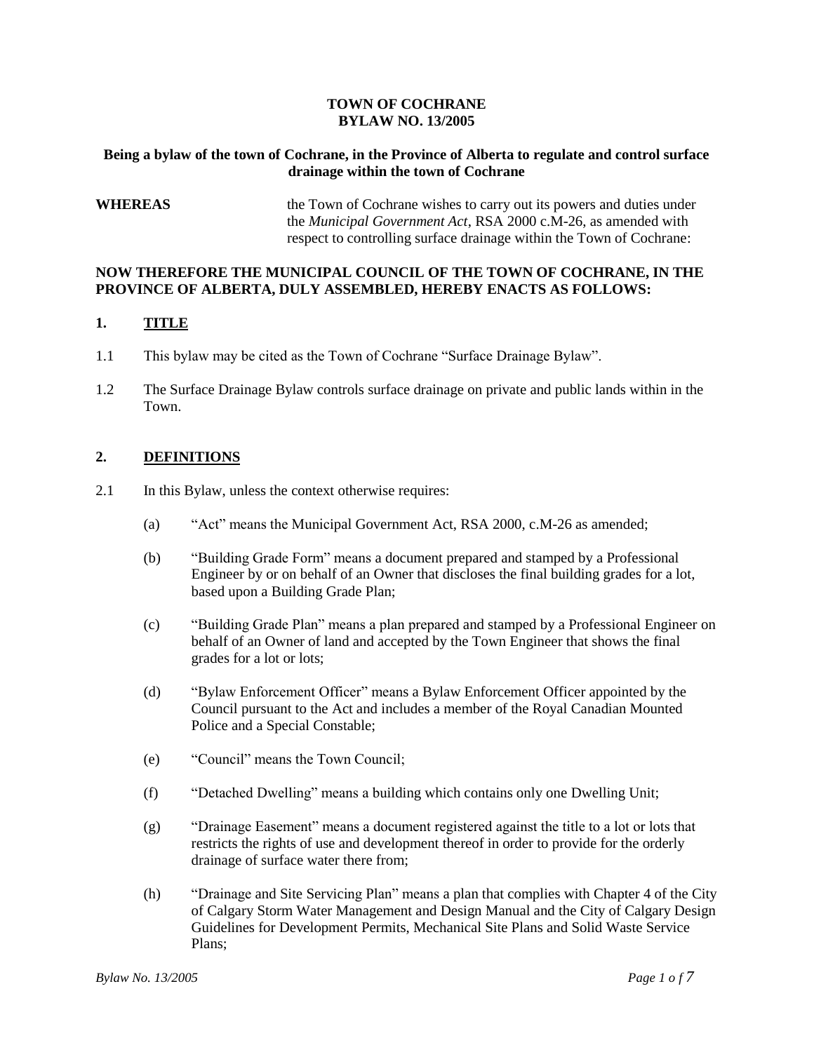# TOWN OF COCHRANE
# BYLAW NO. 13/2005

**Being a bylaw of the town of Cochrane, in the Province of Alberta to regulate and control surface drainage within the town of Cochrane**

**WHEREAS** the Town of Cochrane wishes to carry out its powers and duties under the *Municipal Government Act*, RSA 2000 c.M-26, as amended with respect to controlling surface drainage within the Town of Cochrane:

**NOW THEREFORE THE MUNICIPAL COUNCIL OF THE TOWN OF COCHRANE, IN THE PROVINCE OF ALBERTA, DULY ASSEMBLED, HEREBY ENACTS AS FOLLOWS:**

## 1. TITLE

1.1 This bylaw may be cited as the Town of Cochrane "Surface Drainage Bylaw".

1.2 The Surface Drainage Bylaw controls surface drainage on private and public lands within in the Town.

## 2. DEFINITIONS

2.1 In this Bylaw, unless the context otherwise requires:

(a) "Act" means the Municipal Government Act, RSA 2000, c.M-26 as amended;

(b) "Building Grade Form" means a document prepared and stamped by a Professional Engineer by or on behalf of an Owner that discloses the final building grades for a lot, based upon a Building Grade Plan;

(c) "Building Grade Plan" means a plan prepared and stamped by a Professional Engineer on behalf of an Owner of land and accepted by the Town Engineer that shows the final grades for a lot or lots;

(d) "Bylaw Enforcement Officer" means a Bylaw Enforcement Officer appointed by the Council pursuant to the Act and includes a member of the Royal Canadian Mounted Police and a Special Constable;

(e) "Council" means the Town Council;

(f) "Detached Dwelling" means a building which contains only one Dwelling Unit;

(g) "Drainage Easement" means a document registered against the title to a lot or lots that restricts the rights of use and development thereof in order to provide for the orderly drainage of surface water there from;

(h) "Drainage and Site Servicing Plan" means a plan that complies with Chapter 4 of the City of Calgary Storm Water Management and Design Manual and the City of Calgary Design Guidelines for Development Permits, Mechanical Site Plans and Solid Waste Service Plans;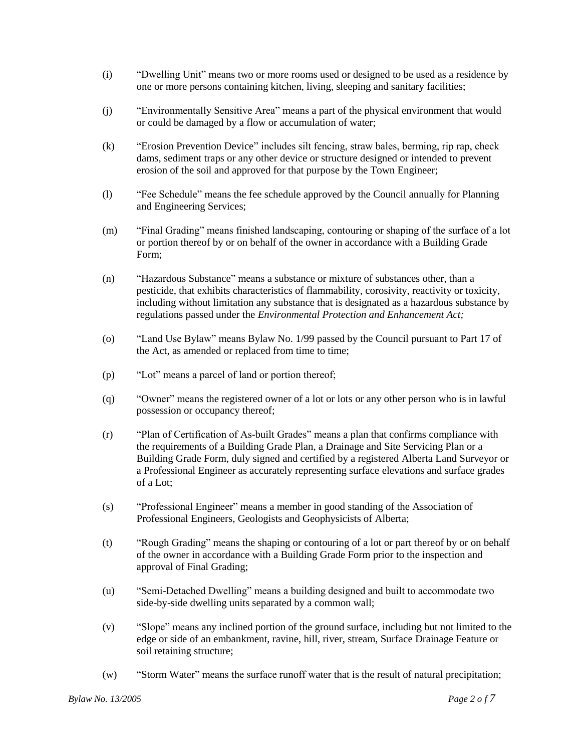(i) "Dwelling Unit" means two or more rooms used or designed to be used as a residence by one or more persons containing kitchen, living, sleeping and sanitary facilities;

(j) "Environmentally Sensitive Area" means a part of the physical environment that would or could be damaged by a flow or accumulation of water;

(k) "Erosion Prevention Device" includes silt fencing, straw bales, berming, rip rap, check dams, sediment traps or any other device or structure designed or intended to prevent erosion of the soil and approved for that purpose by the Town Engineer;

(l) "Fee Schedule" means the fee schedule approved by the Council annually for Planning and Engineering Services;

(m) "Final Grading" means finished landscaping, contouring or shaping of the surface of a lot or portion thereof by or on behalf of the owner in accordance with a Building Grade Form;

(n) "Hazardous Substance" means a substance or mixture of substances other, than a pesticide, that exhibits characteristics of flammability, corosivity, reactivity or toxicity, including without limitation any substance that is designated as a hazardous substance by regulations passed under the *Environmental Protection and Enhancement Act;*

(o) "Land Use Bylaw" means Bylaw No. 1/99 passed by the Council pursuant to Part 17 of the Act, as amended or replaced from time to time;

(p) "Lot" means a parcel of land or portion thereof;

(q) "Owner" means the registered owner of a lot or lots or any other person who is in lawful possession or occupancy thereof;

(r) "Plan of Certification of As-built Grades" means a plan that confirms compliance with the requirements of a Building Grade Plan, a Drainage and Site Servicing Plan or a Building Grade Form, duly signed and certified by a registered Alberta Land Surveyor or a Professional Engineer as accurately representing surface elevations and surface grades of a Lot;

(s) "Professional Engineer" means a member in good standing of the Association of Professional Engineers, Geologists and Geophysicists of Alberta;

(t) "Rough Grading" means the shaping or contouring of a lot or part thereof by or on behalf of the owner in accordance with a Building Grade Form prior to the inspection and approval of Final Grading;

(u) "Semi-Detached Dwelling" means a building designed and built to accommodate two side-by-side dwelling units separated by a common wall;

(v) "Slope" means any inclined portion of the ground surface, including but not limited to the edge or side of an embankment, ravine, hill, river, stream, Surface Drainage Feature or soil retaining structure;

(w) "Storm Water" means the surface runoff water that is the result of natural precipitation;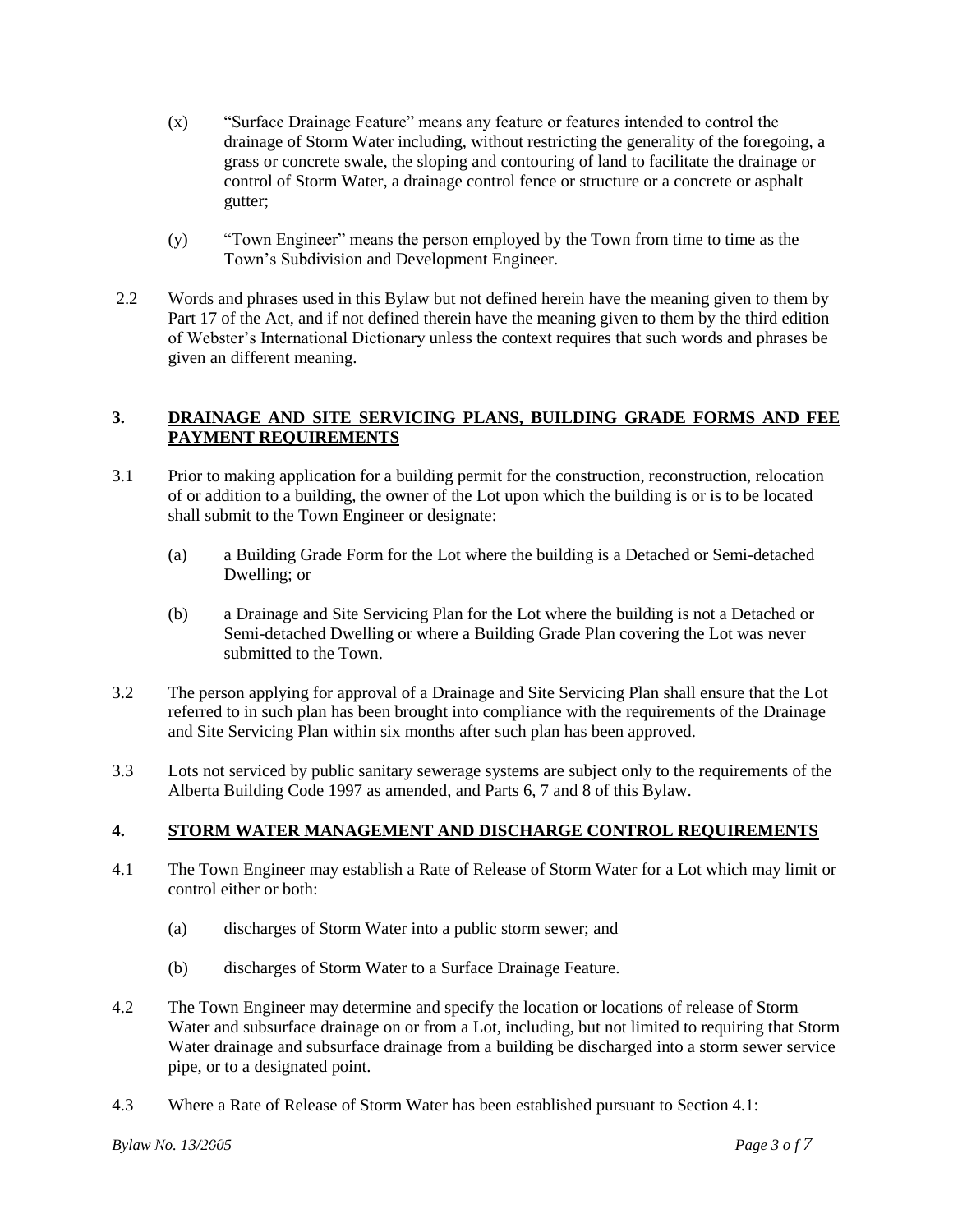(x) "Surface Drainage Feature" means any feature or features intended to control the drainage of Storm Water including, without restricting the generality of the foregoing, a grass or concrete swale, the sloping and contouring of land to facilitate the drainage or control of Storm Water, a drainage control fence or structure or a concrete or asphalt gutter;

(y) "Town Engineer" means the person employed by the Town from time to time as the Town's Subdivision and Development Engineer.

2.2 Words and phrases used in this Bylaw but not defined herein have the meaning given to them by Part 17 of the Act, and if not defined therein have the meaning given to them by the third edition of Webster's International Dictionary unless the context requires that such words and phrases be given an different meaning.

## 3. DRAINAGE AND SITE SERVICING PLANS, BUILDING GRADE FORMS AND FEE PAYMENT REQUIREMENTS

3.1 Prior to making application for a building permit for the construction, reconstruction, relocation of or addition to a building, the owner of the Lot upon which the building is or is to be located shall submit to the Town Engineer or designate:

(a) a Building Grade Form for the Lot where the building is a Detached or Semi-detached Dwelling; or

(b) a Drainage and Site Servicing Plan for the Lot where the building is not a Detached or Semi-detached Dwelling or where a Building Grade Plan covering the Lot was never submitted to the Town.

3.2 The person applying for approval of a Drainage and Site Servicing Plan shall ensure that the Lot referred to in such plan has been brought into compliance with the requirements of the Drainage and Site Servicing Plan within six months after such plan has been approved.

3.3 Lots not serviced by public sanitary sewerage systems are subject only to the requirements of the Alberta Building Code 1997 as amended, and Parts 6, 7 and 8 of this Bylaw.

## 4. STORM WATER MANAGEMENT AND DISCHARGE CONTROL REQUIREMENTS

4.1 The Town Engineer may establish a Rate of Release of Storm Water for a Lot which may limit or control either or both:

(a) discharges of Storm Water into a public storm sewer; and

(b) discharges of Storm Water to a Surface Drainage Feature.

4.2 The Town Engineer may determine and specify the location or locations of release of Storm Water and subsurface drainage on or from a Lot, including, but not limited to requiring that Storm Water drainage and subsurface drainage from a building be discharged into a storm sewer service pipe, or to a designated point.

4.3 Where a Rate of Release of Storm Water has been established pursuant to Section 4.1: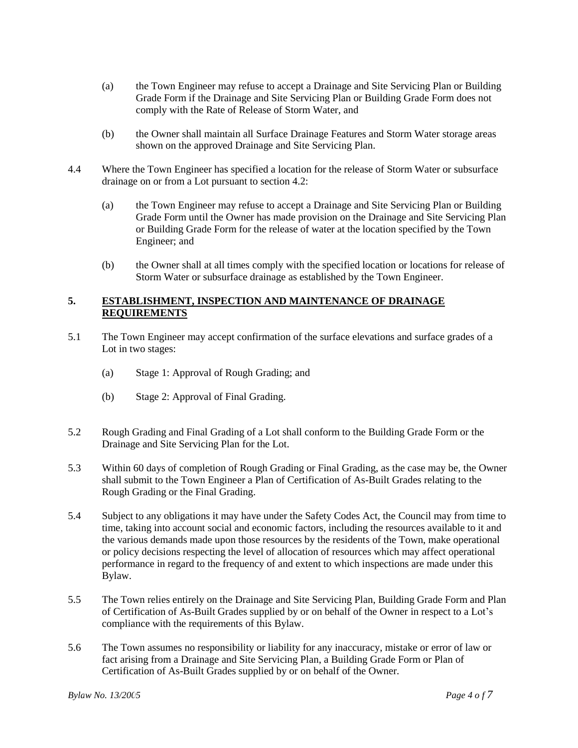(a) the Town Engineer may refuse to accept a Drainage and Site Servicing Plan or Building Grade Form if the Drainage and Site Servicing Plan or Building Grade Form does not comply with the Rate of Release of Storm Water, and

(b) the Owner shall maintain all Surface Drainage Features and Storm Water storage areas shown on the approved Drainage and Site Servicing Plan.

4.4 Where the Town Engineer has specified a location for the release of Storm Water or subsurface drainage on or from a Lot pursuant to section 4.2:

(a) the Town Engineer may refuse to accept a Drainage and Site Servicing Plan or Building Grade Form until the Owner has made provision on the Drainage and Site Servicing Plan or Building Grade Form for the release of water at the location specified by the Town Engineer; and

(b) the Owner shall at all times comply with the specified location or locations for release of Storm Water or subsurface drainage as established by the Town Engineer.

## 5. ESTABLISHMENT, INSPECTION AND MAINTENANCE OF DRAINAGE REQUIREMENTS

5.1 The Town Engineer may accept confirmation of the surface elevations and surface grades of a Lot in two stages:

(a) Stage 1: Approval of Rough Grading; and

(b) Stage 2: Approval of Final Grading.

5.2 Rough Grading and Final Grading of a Lot shall conform to the Building Grade Form or the Drainage and Site Servicing Plan for the Lot.

5.3 Within 60 days of completion of Rough Grading or Final Grading, as the case may be, the Owner shall submit to the Town Engineer a Plan of Certification of As-Built Grades relating to the Rough Grading or the Final Grading.

5.4 Subject to any obligations it may have under the Safety Codes Act, the Council may from time to time, taking into account social and economic factors, including the resources available to it and the various demands made upon those resources by the residents of the Town, make operational or policy decisions respecting the level of allocation of resources which may affect operational performance in regard to the frequency of and extent to which inspections are made under this Bylaw.

5.5 The Town relies entirely on the Drainage and Site Servicing Plan, Building Grade Form and Plan of Certification of As-Built Grades supplied by or on behalf of the Owner in respect to a Lot's compliance with the requirements of this Bylaw.

5.6 The Town assumes no responsibility or liability for any inaccuracy, mistake or error of law or fact arising from a Drainage and Site Servicing Plan, a Building Grade Form or Plan of Certification of As-Built Grades supplied by or on behalf of the Owner.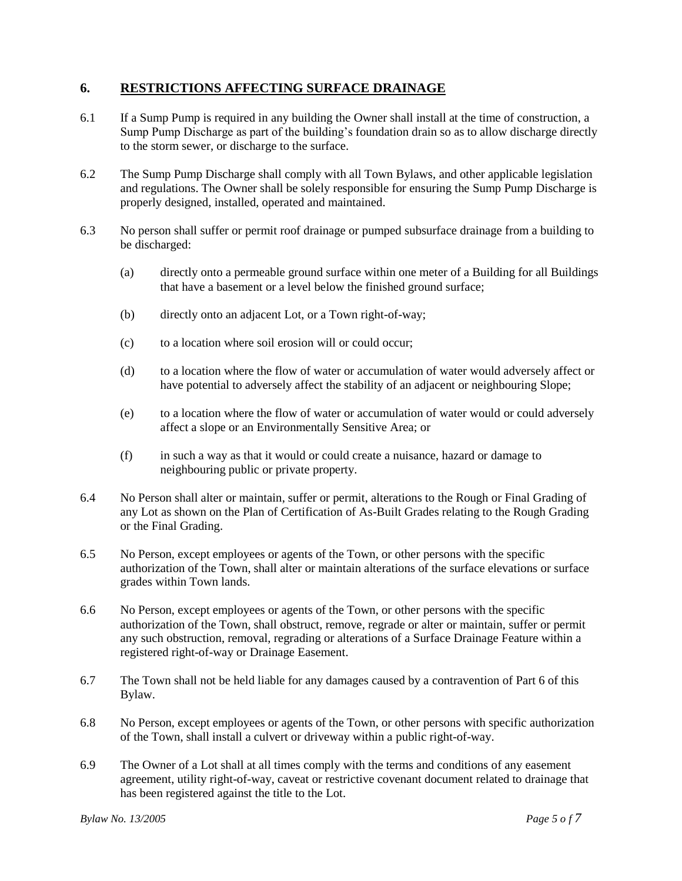## 6. **RESTRICTIONS AFFECTING SURFACE DRAINAGE**

6.1 If a Sump Pump is required in any building the Owner shall install at the time of construction, a Sump Pump Discharge as part of the building's foundation drain so as to allow discharge directly to the storm sewer, or discharge to the surface.

6.2 The Sump Pump Discharge shall comply with all Town Bylaws, and other applicable legislation and regulations. The Owner shall be solely responsible for ensuring the Sump Pump Discharge is properly designed, installed, operated and maintained.

6.3 No person shall suffer or permit roof drainage or pumped subsurface drainage from a building to be discharged:

- (a) directly onto a permeable ground surface within one meter of a Building for all Buildings that have a basement or a level below the finished ground surface;
- (b) directly onto an adjacent Lot, or a Town right-of-way;
- (c) to a location where soil erosion will or could occur;
- (d) to a location where the flow of water or accumulation of water would adversely affect or have potential to adversely affect the stability of an adjacent or neighbouring Slope;
- (e) to a location where the flow of water or accumulation of water would or could adversely affect a slope or an Environmentally Sensitive Area; or
- (f) in such a way as that it would or could create a nuisance, hazard or damage to neighbouring public or private property.

6.4 No Person shall alter or maintain, suffer or permit, alterations to the Rough or Final Grading of any Lot as shown on the Plan of Certification of As-Built Grades relating to the Rough Grading or the Final Grading.

6.5 No Person, except employees or agents of the Town, or other persons with the specific authorization of the Town, shall alter or maintain alterations of the surface elevations or surface grades within Town lands.

6.6 No Person, except employees or agents of the Town, or other persons with the specific authorization of the Town, shall obstruct, remove, regrade or alter or maintain, suffer or permit any such obstruction, removal, regrading or alterations of a Surface Drainage Feature within a registered right-of-way or Drainage Easement.

6.7 The Town shall not be held liable for any damages caused by a contravention of Part 6 of this Bylaw.

6.8 No Person, except employees or agents of the Town, or other persons with specific authorization of the Town, shall install a culvert or driveway within a public right-of-way.

6.9 The Owner of a Lot shall at all times comply with the terms and conditions of any easement agreement, utility right-of-way, caveat or restrictive covenant document related to drainage that has been registered against the title to the Lot.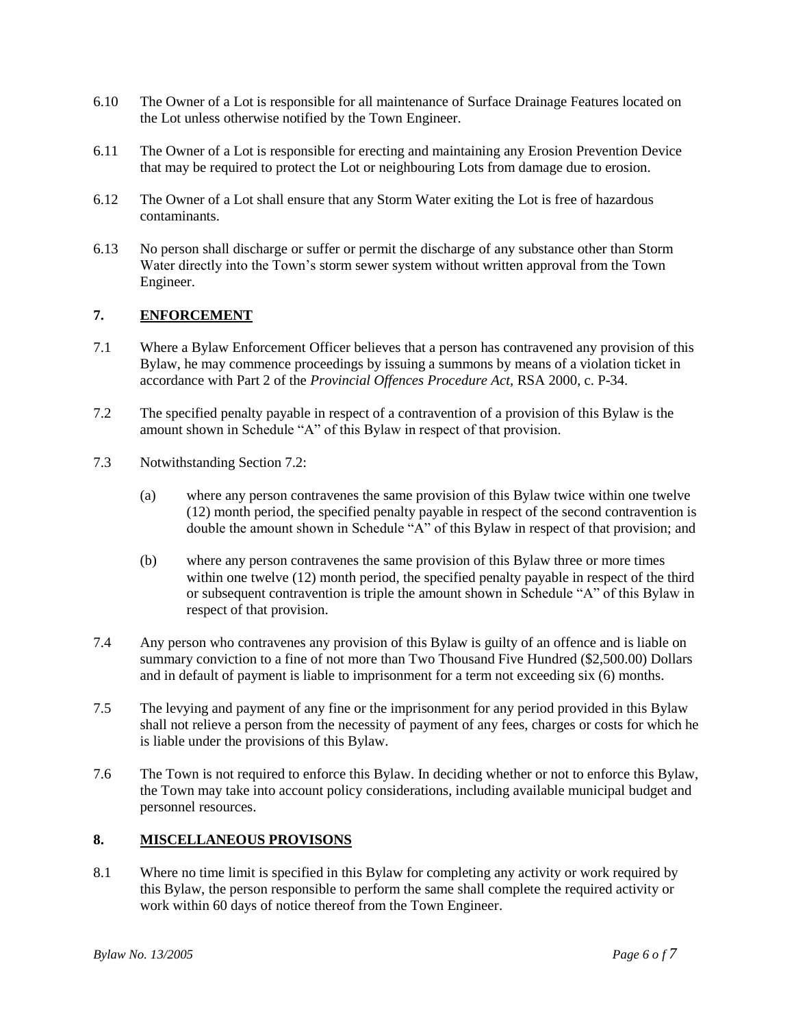6.10 The Owner of a Lot is responsible for all maintenance of Surface Drainage Features located on the Lot unless otherwise notified by the Town Engineer.

6.11 The Owner of a Lot is responsible for erecting and maintaining any Erosion Prevention Device that may be required to protect the Lot or neighbouring Lots from damage due to erosion.

6.12 The Owner of a Lot shall ensure that any Storm Water exiting the Lot is free of hazardous contaminants.

6.13 No person shall discharge or suffer or permit the discharge of any substance other than Storm Water directly into the Town's storm sewer system without written approval from the Town Engineer.

## 7. ENFORCEMENT

7.1 Where a Bylaw Enforcement Officer believes that a person has contravened any provision of this Bylaw, he may commence proceedings by issuing a summons by means of a violation ticket in accordance with Part 2 of the *Provincial Offences Procedure Act*, RSA 2000, c. P-34.

7.2 The specified penalty payable in respect of a contravention of a provision of this Bylaw is the amount shown in Schedule "A" of this Bylaw in respect of that provision.

7.3 Notwithstanding Section 7.2:

(a) where any person contravenes the same provision of this Bylaw twice within one twelve (12) month period, the specified penalty payable in respect of the second contravention is double the amount shown in Schedule "A" of this Bylaw in respect of that provision; and

(b) where any person contravenes the same provision of this Bylaw three or more times within one twelve (12) month period, the specified penalty payable in respect of the third or subsequent contravention is triple the amount shown in Schedule "A" of this Bylaw in respect of that provision.

7.4 Any person who contravenes any provision of this Bylaw is guilty of an offence and is liable on summary conviction to a fine of not more than Two Thousand Five Hundred ($2,500.00) Dollars and in default of payment is liable to imprisonment for a term not exceeding six (6) months.

7.5 The levying and payment of any fine or the imprisonment for any period provided in this Bylaw shall not relieve a person from the necessity of payment of any fees, charges or costs for which he is liable under the provisions of this Bylaw.

7.6 The Town is not required to enforce this Bylaw. In deciding whether or not to enforce this Bylaw, the Town may take into account policy considerations, including available municipal budget and personnel resources.

## 8. MISCELLANEOUS PROVISONS

8.1 Where no time limit is specified in this Bylaw for completing any activity or work required by this Bylaw, the person responsible to perform the same shall complete the required activity or work within 60 days of notice thereof from the Town Engineer.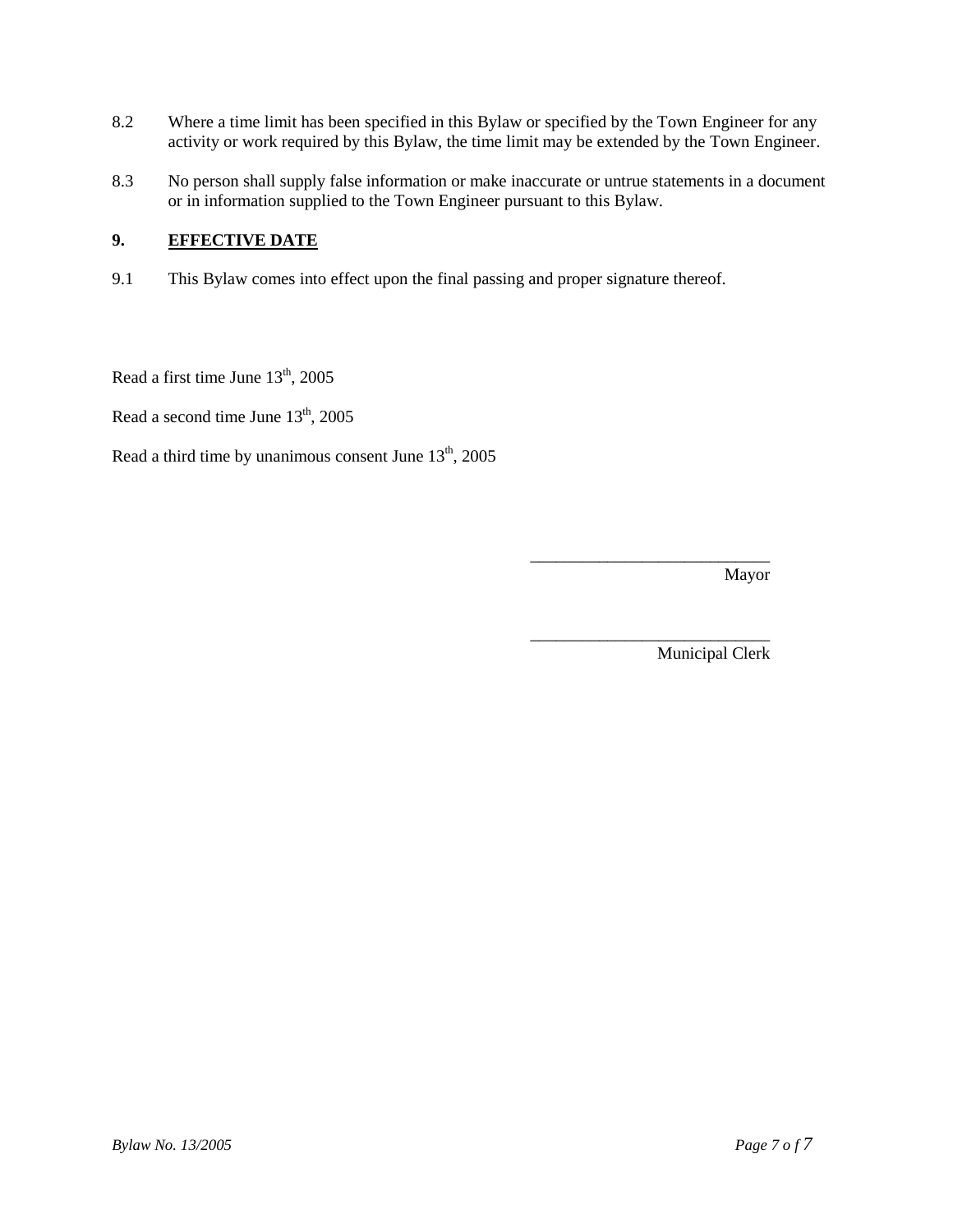8.2 Where a time limit has been specified in this Bylaw or specified by the Town Engineer for any activity or work required by this Bylaw, the time limit may be extended by the Town Engineer.

8.3 No person shall supply false information or make inaccurate or untrue statements in a document or in information supplied to the Town Engineer pursuant to this Bylaw.

## 9. EFFECTIVE DATE

9.1 This Bylaw comes into effect upon the final passing and proper signature thereof.

Read a first time June 13th, 2005

Read a second time June 13th, 2005

Read a third time by unanimous consent June 13th, 2005

\_\_\_\_\_\_\_\_\_\_\_\_\_\_\_\_\_\_\_\_\_\_\_\_\_\_\_\_
Mayor

\_\_\_\_\_\_\_\_\_\_\_\_\_\_\_\_\_\_\_\_\_\_\_\_\_\_\_\_
Municipal Clerk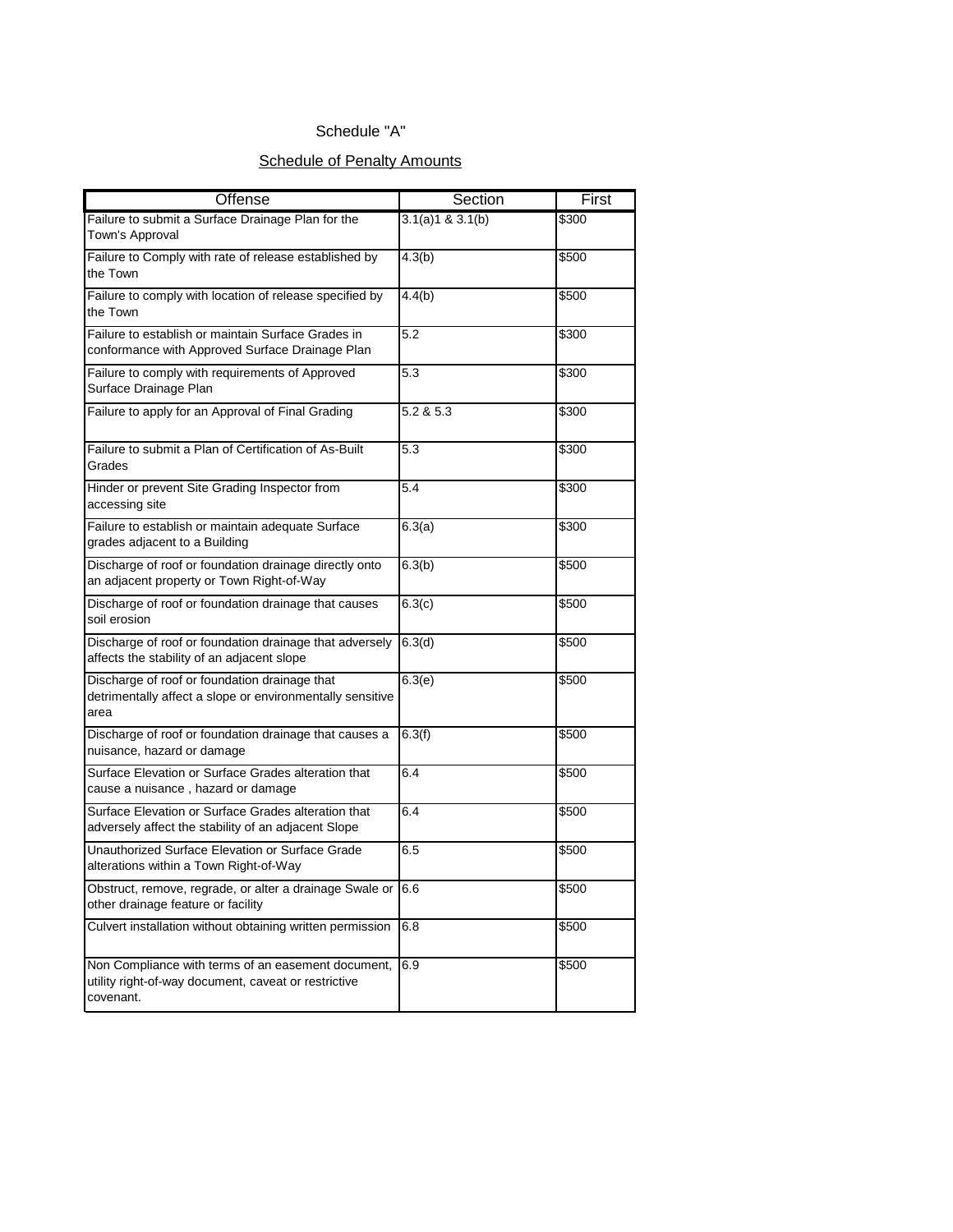Schedule "A"

Schedule of Penalty Amounts

| Offense | Section | First |
|---|---|---|
| Failure to submit a Surface Drainage Plan for the Town's Approval | 3.1(a)1 & 3.1(b) | $300 |
| Failure to Comply with rate of release established by the Town | 4.3(b) | $500 |
| Failure to comply with location of release specified by the Town | 4.4(b) | $500 |
| Failure to establish or maintain Surface Grades in conformance with Approved Surface Drainage Plan | 5.2 | $300 |
| Failure to comply with requirements of Approved Surface Drainage Plan | 5.3 | $300 |
| Failure to apply for an Approval of Final Grading | 5.2 & 5.3 | $300 |
| Failure to submit a Plan of Certification of As-Built Grades | 5.3 | $300 |
| Hinder or prevent Site Grading Inspector from accessing site | 5.4 | $300 |
| Failure to establish or maintain adequate Surface grades adjacent to a Building | 6.3(a) | $300 |
| Discharge of roof or foundation drainage directly onto an adjacent property or Town Right-of-Way | 6.3(b) | $500 |
| Discharge of roof or foundation drainage that causes soil erosion | 6.3(c) | $500 |
| Discharge of roof or foundation drainage that adversely affects the stability of an adjacent slope | 6.3(d) | $500 |
| Discharge of roof or foundation drainage that detrimentally affect a slope or environmentally sensitive area | 6.3(e) | $500 |
| Discharge of roof or foundation drainage that causes a nuisance, hazard or damage | 6.3(f) | $500 |
| Surface Elevation or Surface Grades alteration that cause a nuisance , hazard or damage | 6.4 | $500 |
| Surface Elevation or Surface Grades alteration that adversely affect the stability of an adjacent Slope | 6.4 | $500 |
| Unauthorized Surface Elevation or Surface Grade alterations within a Town Right-of-Way | 6.5 | $500 |
| Obstruct, remove, regrade, or alter a drainage Swale or other drainage feature or facility | 6.6 | $500 |
| Culvert installation without obtaining written permission | 6.8 | $500 |
| Non Compliance with terms of an easement document, utility right-of-way document, caveat or restrictive covenant. | 6.9 | $500 |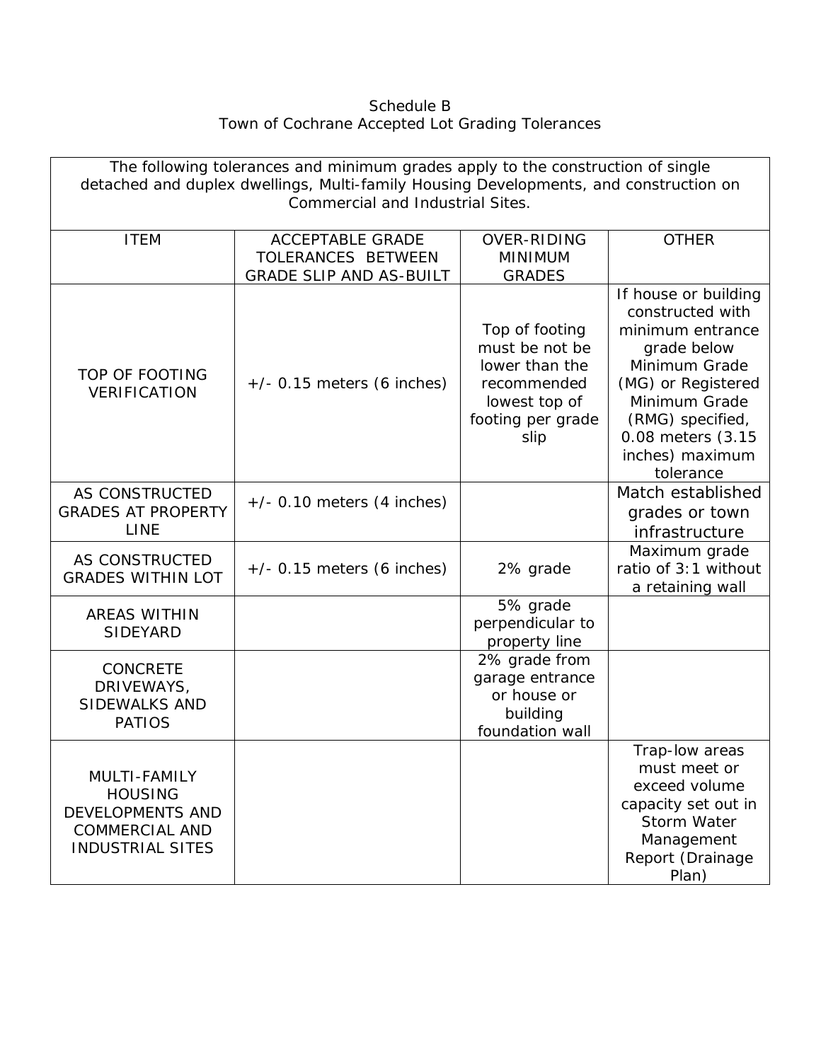Schedule B
Town of Cochrane Accepted Lot Grading Tolerances

| The following tolerances and minimum grades apply to the construction of single detached and duplex dwellings, Multi-family Housing Developments, and construction on Commercial and Industrial Sites. | | | |
|---|---|---|---|
| ITEM | ACCEPTABLE GRADE TOLERANCES BETWEEN GRADE SLIP AND AS-BUILT | OVER-RIDING MINIMUM GRADES | OTHER |
| TOP OF FOOTING VERIFICATION | +/- 0.15 meters (6 inches) | Top of footing must be not be lower than the recommended lowest top of footing per grade slip | If house or building constructed with minimum entrance grade below Minimum Grade (MG) or Registered Minimum Grade (RMG) specified, 0.08 meters (3.15 inches) maximum tolerance |
| AS CONSTRUCTED GRADES AT PROPERTY LINE | +/- 0.10 meters (4 inches) | | Match established grades or town infrastructure |
| AS CONSTRUCTED GRADES WITHIN LOT | +/- 0.15 meters (6 inches) | 2% grade | Maximum grade ratio of 3:1 without a retaining wall |
| AREAS WITHIN SIDEYARD | | 5% grade perpendicular to property line | |
| CONCRETE DRIVEWAYS, SIDEWALKS AND PATIOS | | 2% grade from garage entrance or house or building foundation wall | |
| MULTI-FAMILY HOUSING DEVELOPMENTS AND COMMERCIAL AND INDUSTRIAL SITES | | | Trap-low areas must meet or exceed volume capacity set out in Storm Water Management Report (Drainage Plan) |